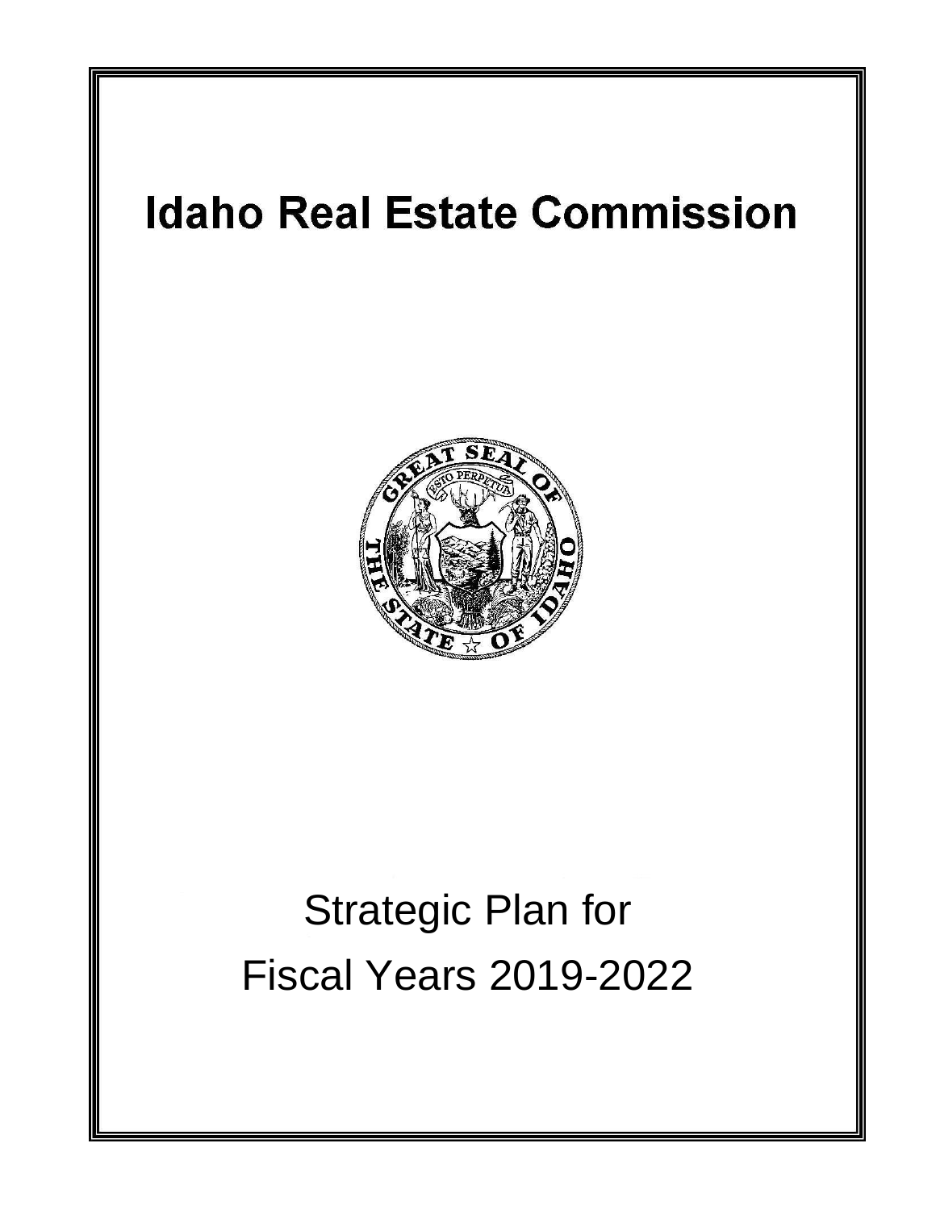# Idaho Real Estate Commission

Strategic Plan for

Fiscal Years 2019-2022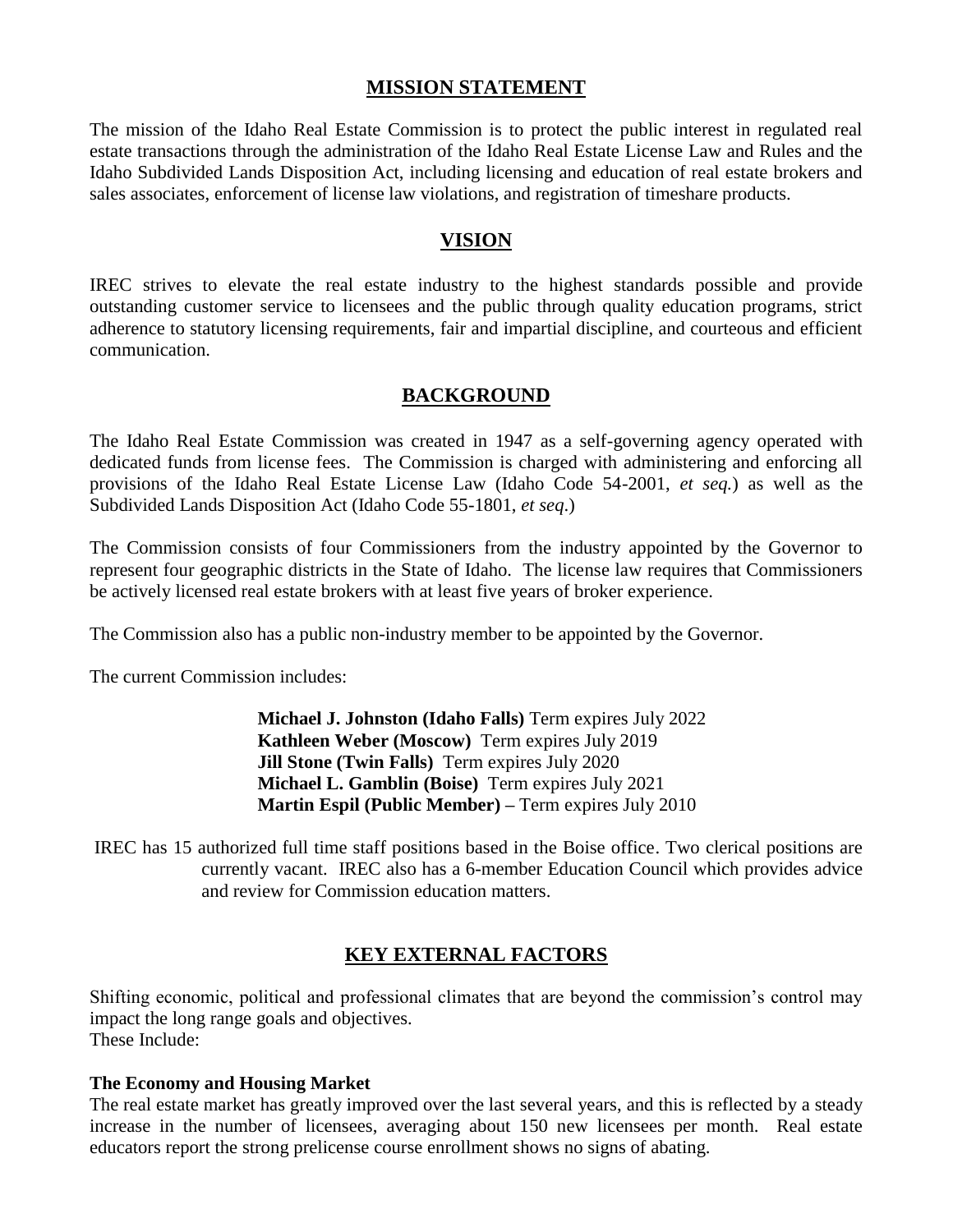## MISSION STATEMENT

The mission of the Idaho Real Estate Commission is to protect the public interest in regulated real estate transactions through the administration of the Idaho Real Estate License Law and Rules and the Idaho Subdivided Lands Disposition Act, including licensing and education of real estate brokers and sales associates, enforcement of license law violations, and registration of timeshare products.

## VISION

IREC strives to elevate the real estate industry to the highest standards possible and provide outstanding customer service to licensees and the public through quality education programs, strict adherence to statutory licensing requirements, fair and impartial discipline, and courteous and efficient communication.

## BACKGROUND

The Idaho Real Estate Commission was created in 1947 as a self-governing agency operated with dedicated funds from license fees. The Commission is charged with administering and enforcing all provisions of the Idaho Real Estate License Law (Idaho Code 54-2001, *et seq.*) as well as the Subdivided Lands Disposition Act (Idaho Code 55-1801, *et seq.*)

The Commission consists of four Commissioners from the industry appointed by the Governor to represent four geographic districts in the State of Idaho. The license law requires that Commissioners be actively licensed real estate brokers with at least five years of broker experience.

The Commission also has a public non-industry member to be appointed by the Governor.

The current Commission includes:

**Michael J. Johnston (Idaho Falls)** Term expires July 2022
**Kathleen Weber (Moscow)** Term expires July 2019
**Jill Stone (Twin Falls)** Term expires July 2020
**Michael L. Gamblin (Boise)** Term expires July 2021
**Martin Espil (Public Member) –** Term expires July 2010

IREC has 15 authorized full time staff positions based in the Boise office. Two clerical positions are currently vacant. IREC also has a 6-member Education Council which provides advice and review for Commission education matters.

## KEY EXTERNAL FACTORS

Shifting economic, political and professional climates that are beyond the commission's control may impact the long range goals and objectives.
These Include:

**The Economy and Housing Market**
The real estate market has greatly improved over the last several years, and this is reflected by a steady increase in the number of licensees, averaging about 150 new licensees per month. Real estate educators report the strong prelicense course enrollment shows no signs of abating.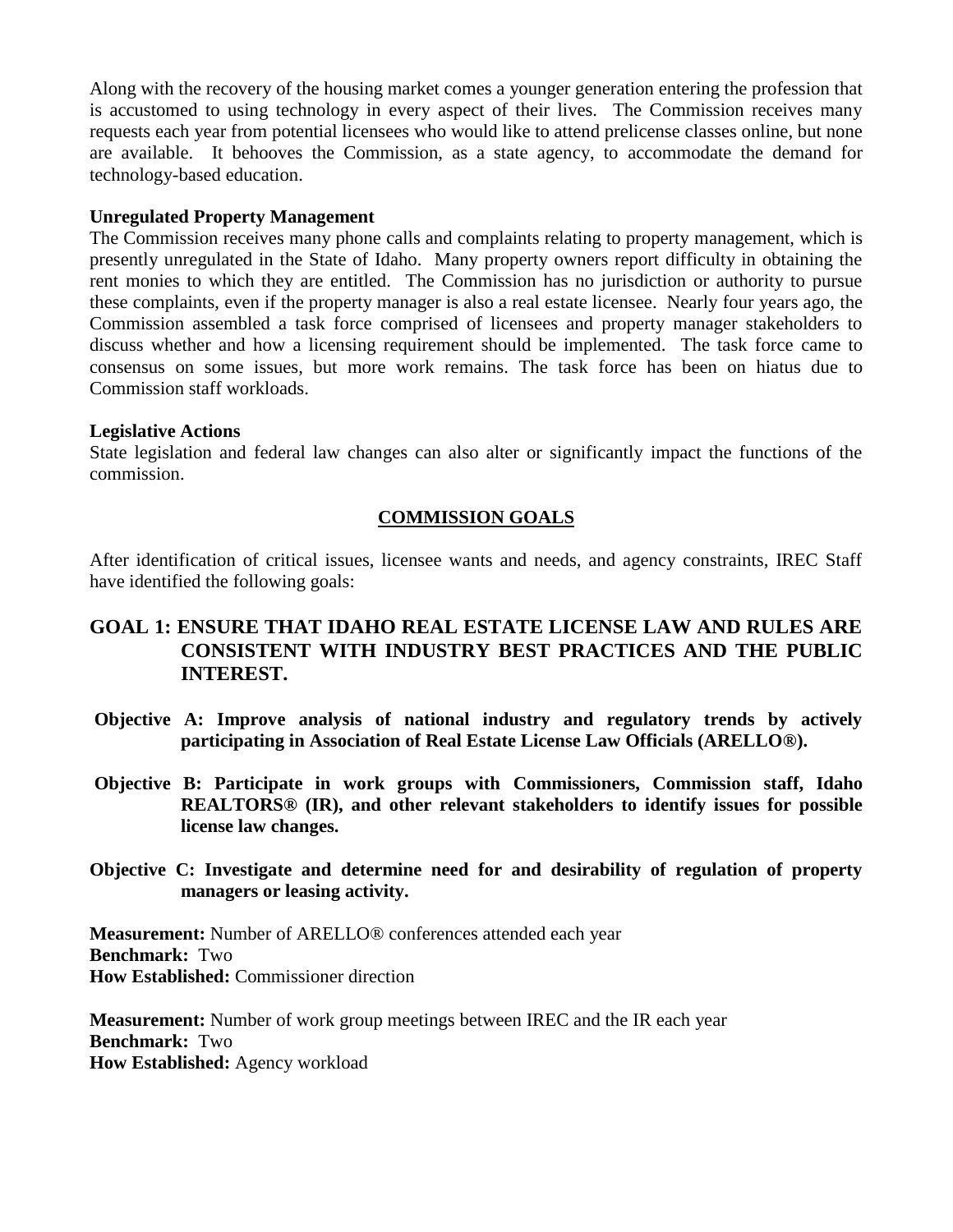Along with the recovery of the housing market comes a younger generation entering the profession that is accustomed to using technology in every aspect of their lives. The Commission receives many requests each year from potential licensees who would like to attend prelicense classes online, but none are available. It behooves the Commission, as a state agency, to accommodate the demand for technology-based education.

**Unregulated Property Management**

The Commission receives many phone calls and complaints relating to property management, which is presently unregulated in the State of Idaho. Many property owners report difficulty in obtaining the rent monies to which they are entitled. The Commission has no jurisdiction or authority to pursue these complaints, even if the property manager is also a real estate licensee. Nearly four years ago, the Commission assembled a task force comprised of licensees and property manager stakeholders to discuss whether and how a licensing requirement should be implemented. The task force came to consensus on some issues, but more work remains. The task force has been on hiatus due to Commission staff workloads.

**Legislative Actions**

State legislation and federal law changes can also alter or significantly impact the functions of the commission.

## COMMISSION GOALS

After identification of critical issues, licensee wants and needs, and agency constraints, IREC Staff have identified the following goals:

## GOAL 1: ENSURE THAT IDAHO REAL ESTATE LICENSE LAW AND RULES ARE CONSISTENT WITH INDUSTRY BEST PRACTICES AND THE PUBLIC INTEREST.

**Objective A: Improve analysis of national industry and regulatory trends by actively participating in Association of Real Estate License Law Officials (ARELLO®).**

**Objective B: Participate in work groups with Commissioners, Commission staff, Idaho REALTORS® (IR), and other relevant stakeholders to identify issues for possible license law changes.**

**Objective C: Investigate and determine need for and desirability of regulation of property managers or leasing activity.**

**Measurement:** Number of ARELLO® conferences attended each year
**Benchmark:** Two
**How Established:** Commissioner direction

**Measurement:** Number of work group meetings between IREC and the IR each year
**Benchmark:** Two
**How Established:** Agency workload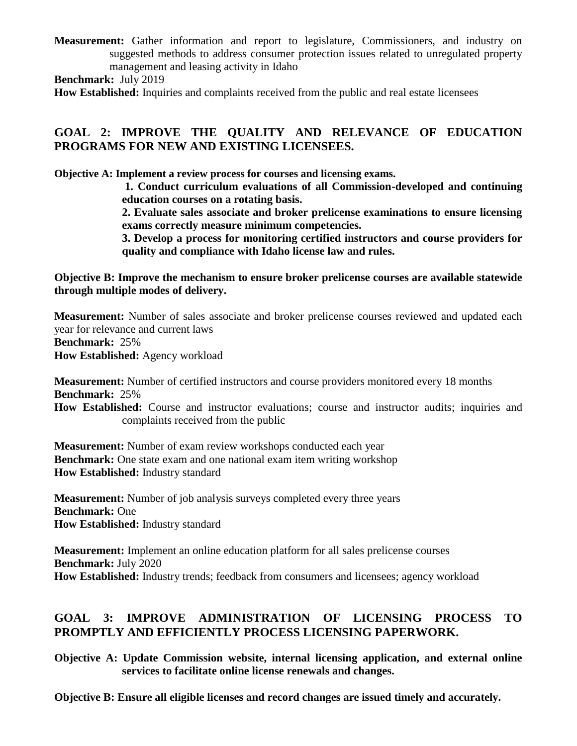**Measurement:** Gather information and report to legislature, Commissioners, and industry on suggested methods to address consumer protection issues related to unregulated property management and leasing activity in Idaho

**Benchmark:** July 2019

**How Established:** Inquiries and complaints received from the public and real estate licensees

## GOAL 2: IMPROVE THE QUALITY AND RELEVANCE OF EDUCATION PROGRAMS FOR NEW AND EXISTING LICENSEES.

**Objective A: Implement a review process for courses and licensing exams.**

**1. Conduct curriculum evaluations of all Commission-developed and continuing education courses on a rotating basis.**

**2. Evaluate sales associate and broker prelicense examinations to ensure licensing exams correctly measure minimum competencies.**

**3. Develop a process for monitoring certified instructors and course providers for quality and compliance with Idaho license law and rules.**

**Objective B: Improve the mechanism to ensure broker prelicense courses are available statewide through multiple modes of delivery.**

**Measurement:** Number of sales associate and broker prelicense courses reviewed and updated each year for relevance and current laws

**Benchmark:** 25%

**How Established:** Agency workload

**Measurement:** Number of certified instructors and course providers monitored every 18 months

**Benchmark:** 25%

**How Established:** Course and instructor evaluations; course and instructor audits; inquiries and complaints received from the public

**Measurement:** Number of exam review workshops conducted each year

**Benchmark:** One state exam and one national exam item writing workshop

**How Established:** Industry standard

**Measurement:** Number of job analysis surveys completed every three years

**Benchmark:** One

**How Established:** Industry standard

**Measurement:** Implement an online education platform for all sales prelicense courses

**Benchmark:** July 2020

**How Established:** Industry trends; feedback from consumers and licensees; agency workload

## GOAL 3: IMPROVE ADMINISTRATION OF LICENSING PROCESS TO PROMPTLY AND EFFICIENTLY PROCESS LICENSING PAPERWORK.

**Objective A: Update Commission website, internal licensing application, and external online services to facilitate online license renewals and changes.**

**Objective B: Ensure all eligible licenses and record changes are issued timely and accurately.**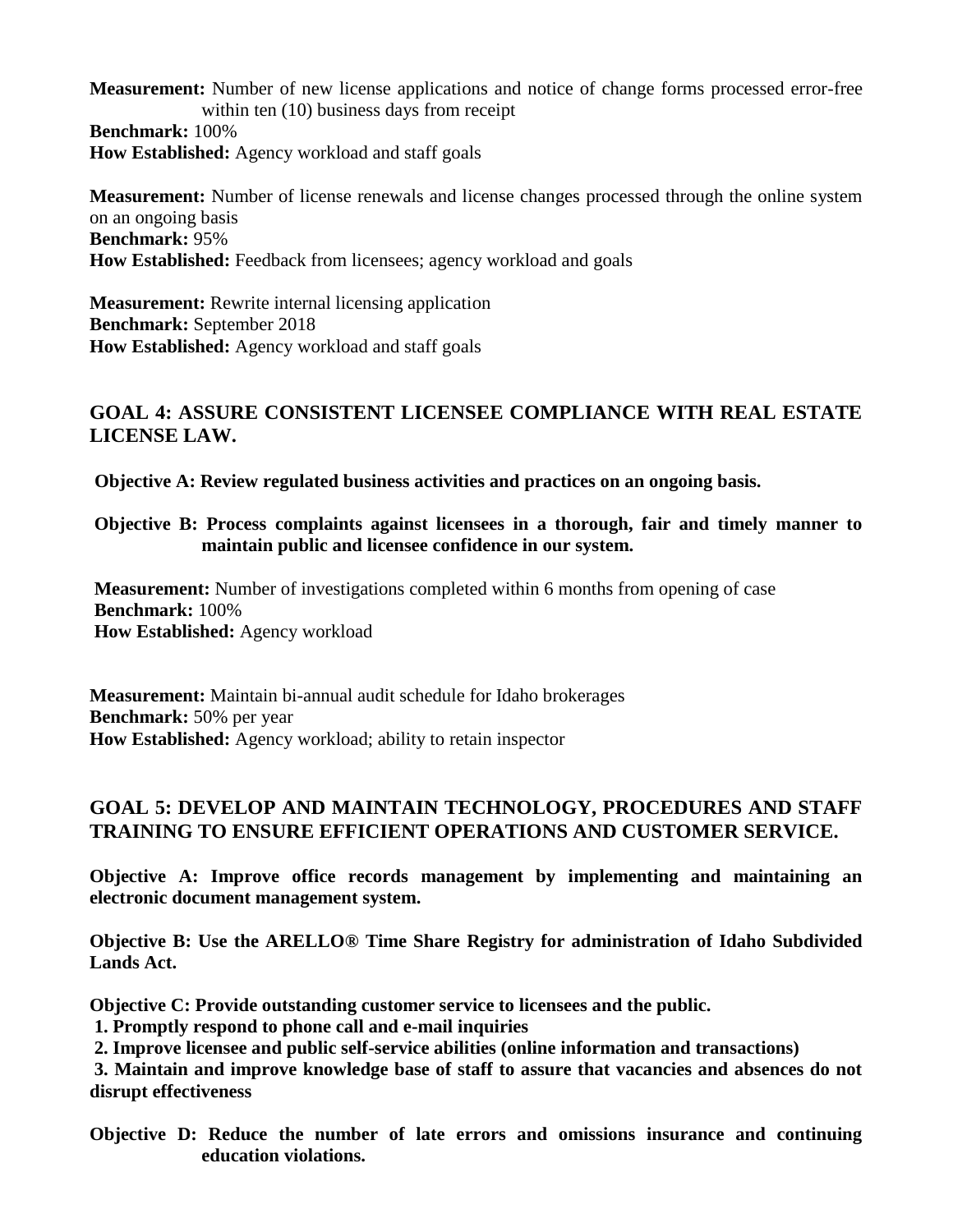**Measurement:** Number of new license applications and notice of change forms processed error-free within ten (10) business days from receipt
**Benchmark:** 100%
**How Established:** Agency workload and staff goals

**Measurement:** Number of license renewals and license changes processed through the online system on an ongoing basis
**Benchmark:** 95%
**How Established:** Feedback from licensees; agency workload and goals

**Measurement:** Rewrite internal licensing application
**Benchmark:** September 2018
**How Established:** Agency workload and staff goals

## GOAL 4: ASSURE CONSISTENT LICENSEE COMPLIANCE WITH REAL ESTATE LICENSE LAW.

**Objective A: Review regulated business activities and practices on an ongoing basis.**

**Objective B: Process complaints against licensees in a thorough, fair and timely manner to maintain public and licensee confidence in our system.**

**Measurement:** Number of investigations completed within 6 months from opening of case
**Benchmark:** 100%
**How Established:** Agency workload

**Measurement:** Maintain bi-annual audit schedule for Idaho brokerages
**Benchmark:** 50% per year
**How Established:** Agency workload; ability to retain inspector

## GOAL 5: DEVELOP AND MAINTAIN TECHNOLOGY, PROCEDURES AND STAFF TRAINING TO ENSURE EFFICIENT OPERATIONS AND CUSTOMER SERVICE.

**Objective A: Improve office records management by implementing and maintaining an electronic document management system.**

**Objective B: Use the ARELLO® Time Share Registry for administration of Idaho Subdivided Lands Act.**

**Objective C: Provide outstanding customer service to licensees and the public.**

**1. Promptly respond to phone call and e-mail inquiries**
**2. Improve licensee and public self-service abilities (online information and transactions)**
**3. Maintain and improve knowledge base of staff to assure that vacancies and absences do not disrupt effectiveness**

**Objective D: Reduce the number of late errors and omissions insurance and continuing education violations.**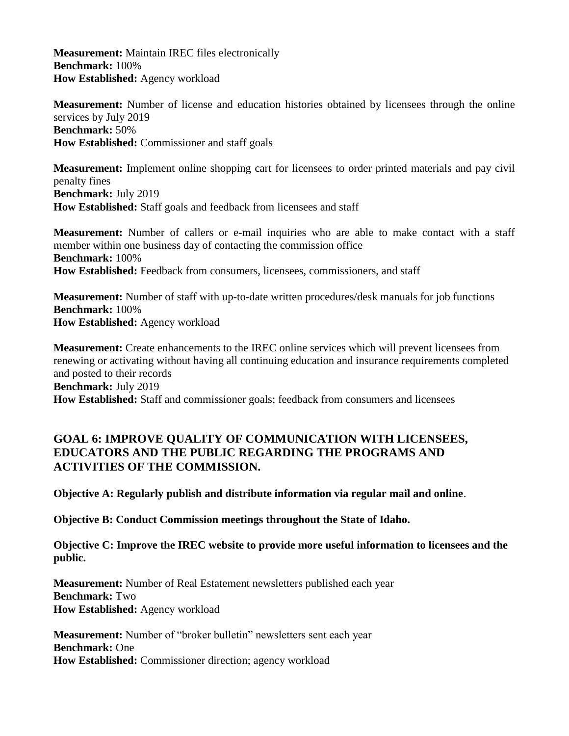**Measurement:** Maintain IREC files electronically
**Benchmark:** 100%
**How Established:** Agency workload

**Measurement:** Number of license and education histories obtained by licensees through the online services by July 2019
**Benchmark:** 50%
**How Established:** Commissioner and staff goals

**Measurement:** Implement online shopping cart for licensees to order printed materials and pay civil penalty fines
**Benchmark:** July 2019
**How Established:** Staff goals and feedback from licensees and staff

**Measurement:** Number of callers or e-mail inquiries who are able to make contact with a staff member within one business day of contacting the commission office
**Benchmark:** 100%
**How Established:** Feedback from consumers, licensees, commissioners, and staff

**Measurement:** Number of staff with up-to-date written procedures/desk manuals for job functions
**Benchmark:** 100%
**How Established:** Agency workload

**Measurement:** Create enhancements to the IREC online services which will prevent licensees from renewing or activating without having all continuing education and insurance requirements completed and posted to their records
**Benchmark:** July 2019
**How Established:** Staff and commissioner goals; feedback from consumers and licensees

## GOAL 6: IMPROVE QUALITY OF COMMUNICATION WITH LICENSEES, EDUCATORS AND THE PUBLIC REGARDING THE PROGRAMS AND ACTIVITIES OF THE COMMISSION.

**Objective A: Regularly publish and distribute information via regular mail and online**.

**Objective B: Conduct Commission meetings throughout the State of Idaho.**

**Objective C: Improve the IREC website to provide more useful information to licensees and the public.**

**Measurement:** Number of Real Estatement newsletters published each year
**Benchmark:** Two
**How Established:** Agency workload

**Measurement:** Number of "broker bulletin" newsletters sent each year
**Benchmark:** One
**How Established:** Commissioner direction; agency workload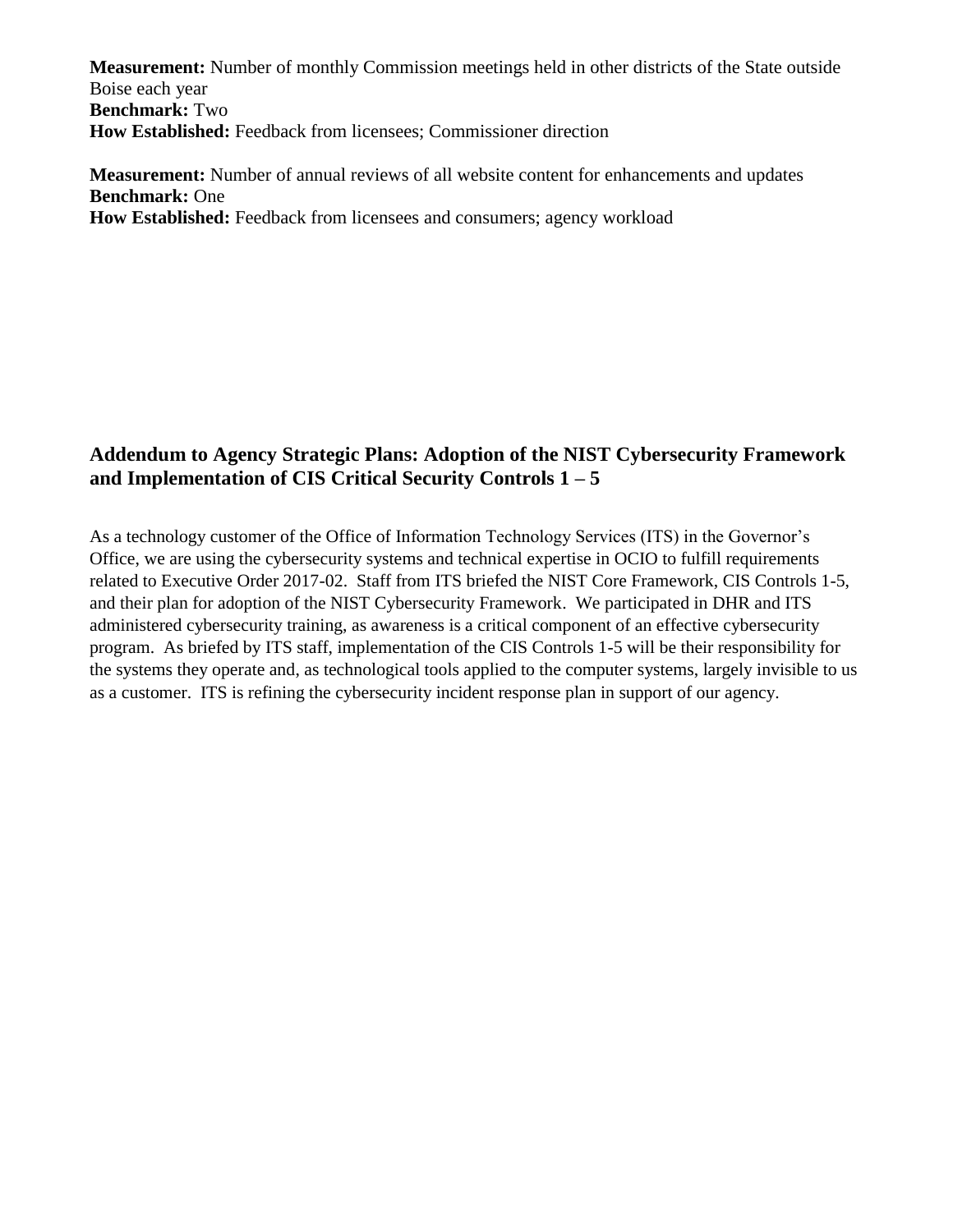**Measurement:** Number of monthly Commission meetings held in other districts of the State outside Boise each year
**Benchmark:** Two
**How Established:** Feedback from licensees; Commissioner direction

**Measurement:** Number of annual reviews of all website content for enhancements and updates
**Benchmark:** One
**How Established:** Feedback from licensees and consumers; agency workload

## Addendum to Agency Strategic Plans: Adoption of the NIST Cybersecurity Framework and Implementation of CIS Critical Security Controls 1 – 5

As a technology customer of the Office of Information Technology Services (ITS) in the Governor's Office, we are using the cybersecurity systems and technical expertise in OCIO to fulfill requirements related to Executive Order 2017-02. Staff from ITS briefed the NIST Core Framework, CIS Controls 1-5, and their plan for adoption of the NIST Cybersecurity Framework. We participated in DHR and ITS administered cybersecurity training, as awareness is a critical component of an effective cybersecurity program. As briefed by ITS staff, implementation of the CIS Controls 1-5 will be their responsibility for the systems they operate and, as technological tools applied to the computer systems, largely invisible to us as a customer. ITS is refining the cybersecurity incident response plan in support of our agency.